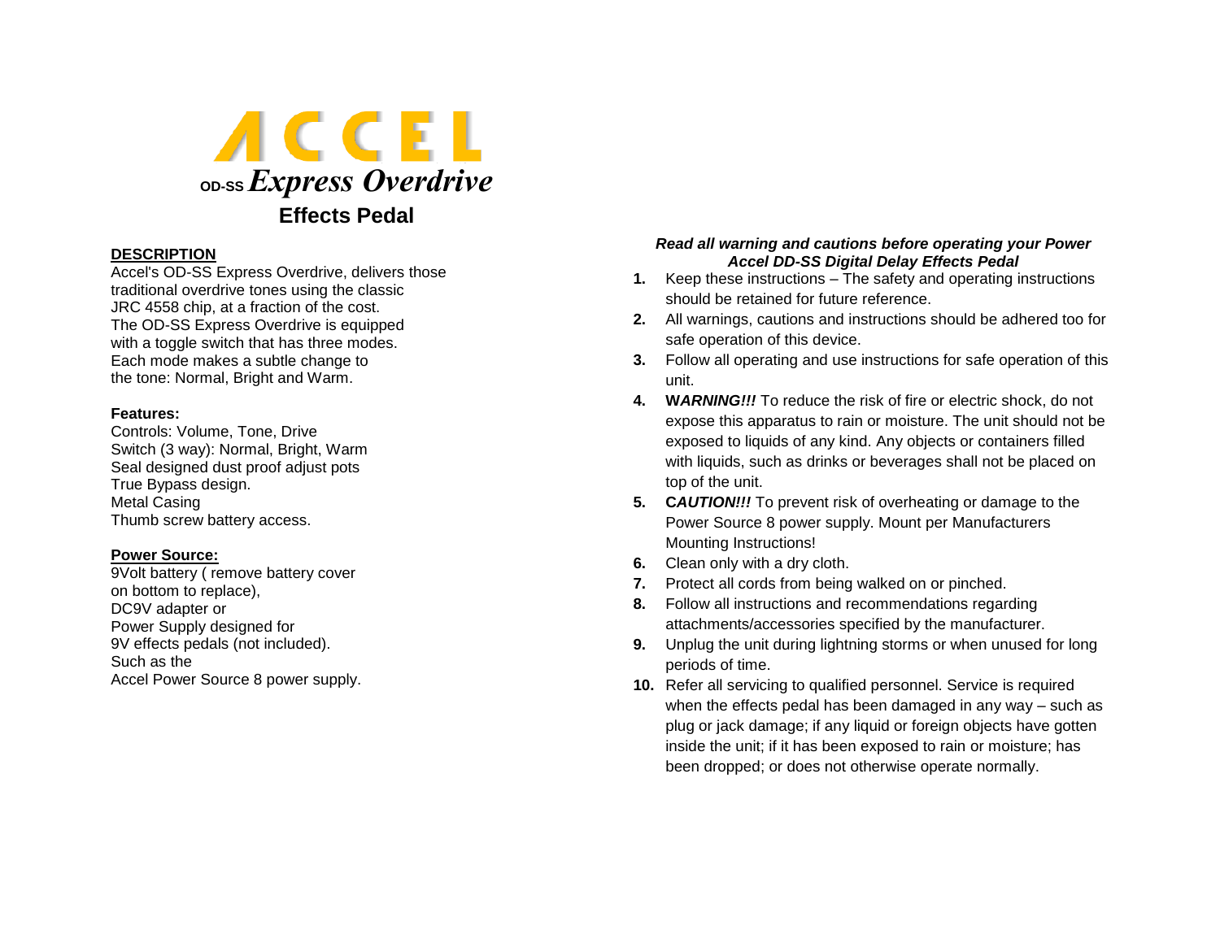# ACCEL

## OD-SS *Express Overdrive*

## Effects Pedal

**DESCRIPTION**

Accel's OD-SS Express Overdrive, delivers those traditional overdrive tones using the classic JRC 4558 chip, at a fraction of the cost. The OD-SS Express Overdrive is equipped with a toggle switch that has three modes. Each mode makes a subtle change to the tone: Normal, Bright and Warm.

**Features:**

Controls: Volume, Tone, Drive
Switch (3 way): Normal, Bright, Warm
Seal designed dust proof adjust pots
True Bypass design.
Metal Casing
Thumb screw battery access.

**Power Source:**

9Volt battery ( remove battery cover on bottom to replace),
DC9V adapter or
Power Supply designed for
9V effects pedals (not included).
Such as the
Accel Power Source 8 power supply.

***Read all warning and cautions before operating your Power Accel DD-SS Digital Delay Effects Pedal***

1. Keep these instructions – The safety and operating instructions should be retained for future reference.
2. All warnings, cautions and instructions should be adhered too for safe operation of this device.
3. Follow all operating and use instructions for safe operation of this unit.
4. **W*ARNING!!!*** To reduce the risk of fire or electric shock, do not expose this apparatus to rain or moisture. The unit should not be exposed to liquids of any kind. Any objects or containers filled with liquids, such as drinks or beverages shall not be placed on top of the unit.
5. **C*AUTION!!!*** To prevent risk of overheating or damage to the Power Source 8 power supply. Mount per Manufacturers Mounting Instructions!
6. Clean only with a dry cloth.
7. Protect all cords from being walked on or pinched.
8. Follow all instructions and recommendations regarding attachments/accessories specified by the manufacturer.
9. Unplug the unit during lightning storms or when unused for long periods of time.
10. Refer all servicing to qualified personnel. Service is required when the effects pedal has been damaged in any way – such as plug or jack damage; if any liquid or foreign objects have gotten inside the unit; if it has been exposed to rain or moisture; has been dropped; or does not otherwise operate normally.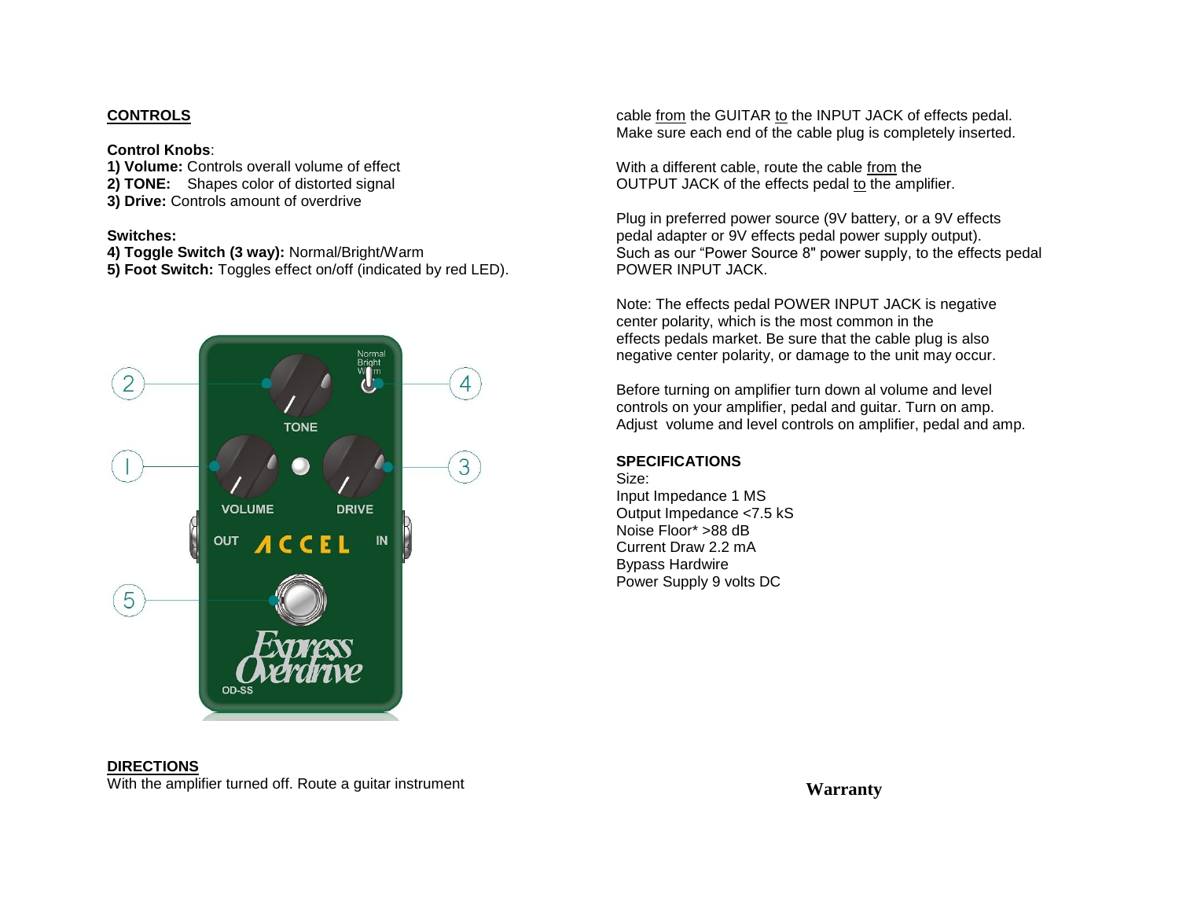## CONTROLS

**Control Knobs**:
**1) Volume:** Controls overall volume of effect
**2) TONE:** Shapes color of distorted signal
**3) Drive:** Controls amount of overdrive

**Switches:**
**4) Toggle Switch (3 way):** Normal/Bright/Warm
**5) Foot Switch:** Toggles effect on/off (indicated by red LED).

## DIRECTIONS

With the amplifier turned off. Route a guitar instrument cable from the GUITAR to the INPUT JACK of effects pedal. Make sure each end of the cable plug is completely inserted.

With a different cable, route the cable from the OUTPUT JACK of the effects pedal to the amplifier.

Plug in preferred power source (9V battery, or a 9V effects pedal adapter or 9V effects pedal power supply output). Such as our "Power Source 8" power supply, to the effects pedal POWER INPUT JACK.

Note: The effects pedal POWER INPUT JACK is negative center polarity, which is the most common in the effects pedals market. Be sure that the cable plug is also negative center polarity, or damage to the unit may occur.

Before turning on amplifier turn down al volume and level controls on your amplifier, pedal and guitar. Turn on amp. Adjust volume and level controls on amplifier, pedal and amp.

## SPECIFICATIONS

Size:
Input Impedance 1 MS
Output Impedance <7.5 kS
Noise Floor* >88 dB
Current Draw 2.2 mA
Bypass Hardwire
Power Supply 9 volts DC

## Warranty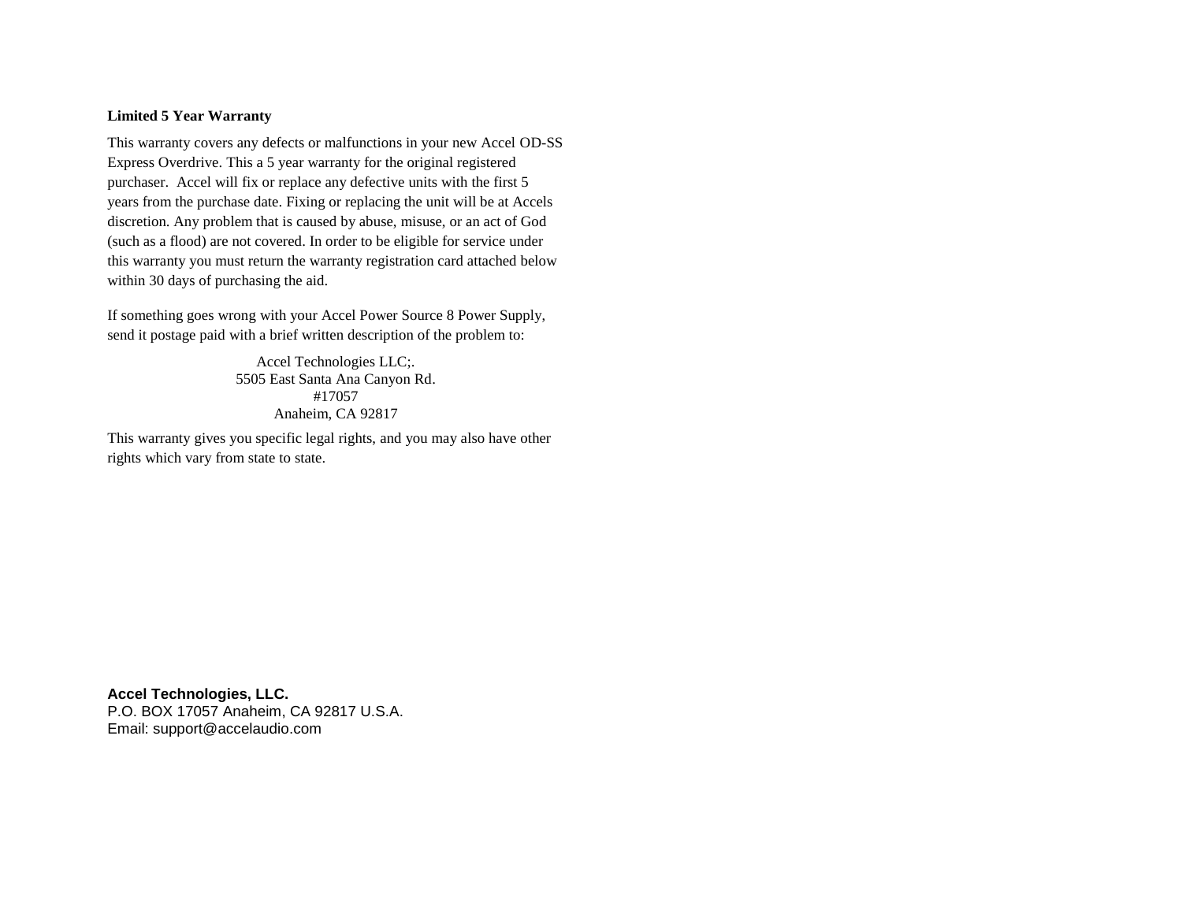**Limited 5 Year Warranty**

This warranty covers any defects or malfunctions in your new Accel OD-SS Express Overdrive. This a 5 year warranty for the original registered purchaser.  Accel will fix or replace any defective units with the first 5 years from the purchase date. Fixing or replacing the unit will be at Accels discretion. Any problem that is caused by abuse, misuse, or an act of God (such as a flood) are not covered. In order to be eligible for service under this warranty you must return the warranty registration card attached below within 30 days of purchasing the aid.

If something goes wrong with your Accel Power Source 8 Power Supply, send it postage paid with a brief written description of the problem to:

Accel Technologies LLC;.
5505 East Santa Ana Canyon Rd.
#17057
Anaheim, CA 92817

This warranty gives you specific legal rights, and you may also have other rights which vary from state to state.

**Accel Technologies, LLC.**
P.O. BOX 17057 Anaheim, CA 92817 U.S.A.
Email: support@accelaudio.com